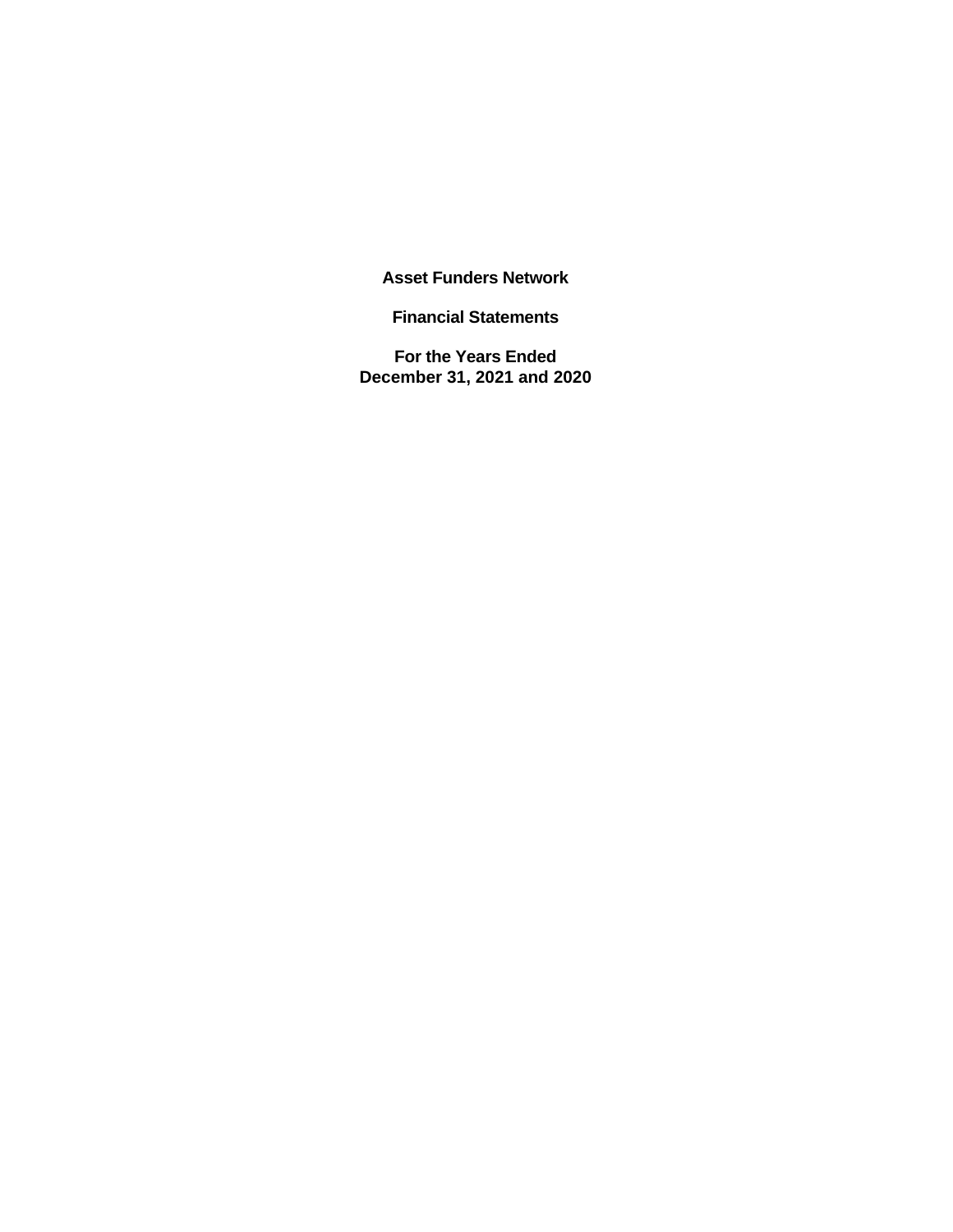# Asset Funders Network

## Financial Statements

### For the Years Ended December 31, 2021 and 2020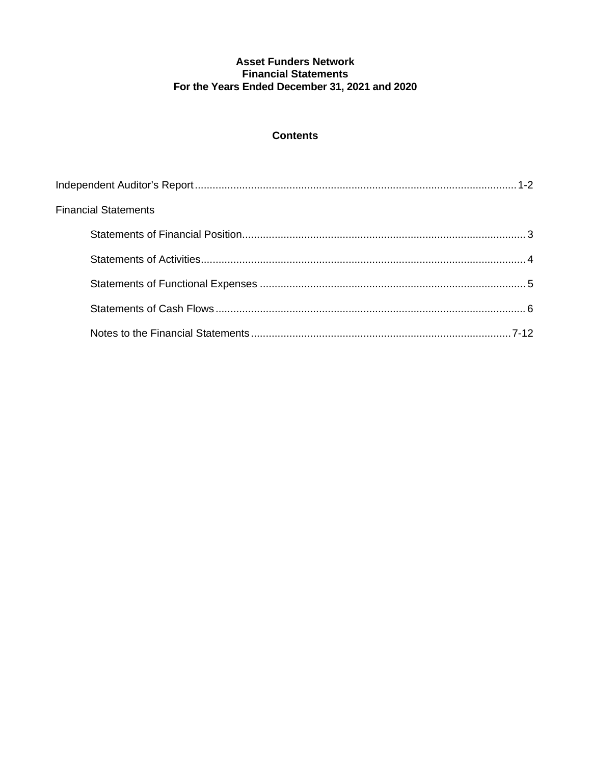**Asset Funders Network**
**Financial Statements**
**For the Years Ended December 31, 2021 and 2020**

**Contents**

Independent Auditor's Report ........................................ 1-2

Financial Statements

- Statements of Financial Position ........................................ 3
- Statements of Activities ........................................ 4
- Statements of Functional Expenses ........................................ 5
- Statements of Cash Flows ........................................ 6
- Notes to the Financial Statements ........................................ 7-12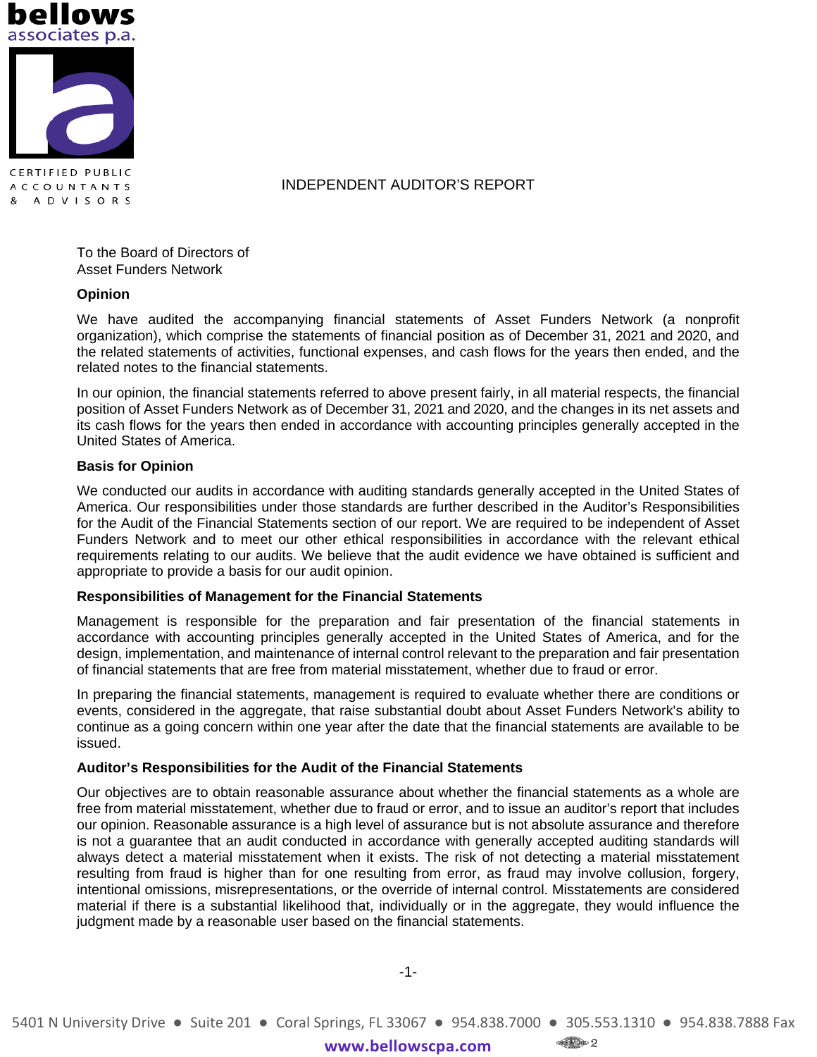# INDEPENDENT AUDITOR'S REPORT

To the Board of Directors of
Asset Funders Network

**Opinion**

We have audited the accompanying financial statements of Asset Funders Network (a nonprofit organization), which comprise the statements of financial position as of December 31, 2021 and 2020, and the related statements of activities, functional expenses, and cash flows for the years then ended, and the related notes to the financial statements.

In our opinion, the financial statements referred to above present fairly, in all material respects, the financial position of Asset Funders Network as of December 31, 2021 and 2020, and the changes in its net assets and its cash flows for the years then ended in accordance with accounting principles generally accepted in the United States of America.

**Basis for Opinion**

We conducted our audits in accordance with auditing standards generally accepted in the United States of America. Our responsibilities under those standards are further described in the Auditor's Responsibilities for the Audit of the Financial Statements section of our report. We are required to be independent of Asset Funders Network and to meet our other ethical responsibilities in accordance with the relevant ethical requirements relating to our audits. We believe that the audit evidence we have obtained is sufficient and appropriate to provide a basis for our audit opinion.

**Responsibilities of Management for the Financial Statements**

Management is responsible for the preparation and fair presentation of the financial statements in accordance with accounting principles generally accepted in the United States of America, and for the design, implementation, and maintenance of internal control relevant to the preparation and fair presentation of financial statements that are free from material misstatement, whether due to fraud or error.

In preparing the financial statements, management is required to evaluate whether there are conditions or events, considered in the aggregate, that raise substantial doubt about Asset Funders Network's ability to continue as a going concern within one year after the date that the financial statements are available to be issued.

**Auditor's Responsibilities for the Audit of the Financial Statements**

Our objectives are to obtain reasonable assurance about whether the financial statements as a whole are free from material misstatement, whether due to fraud or error, and to issue an auditor's report that includes our opinion. Reasonable assurance is a high level of assurance but is not absolute assurance and therefore is not a guarantee that an audit conducted in accordance with generally accepted auditing standards will always detect a material misstatement when it exists. The risk of not detecting a material misstatement resulting from fraud is higher than for one resulting from error, as fraud may involve collusion, forgery, intentional omissions, misrepresentations, or the override of internal control. Misstatements are considered material if there is a substantial likelihood that, individually or in the aggregate, they would influence the judgment made by a reasonable user based on the financial statements.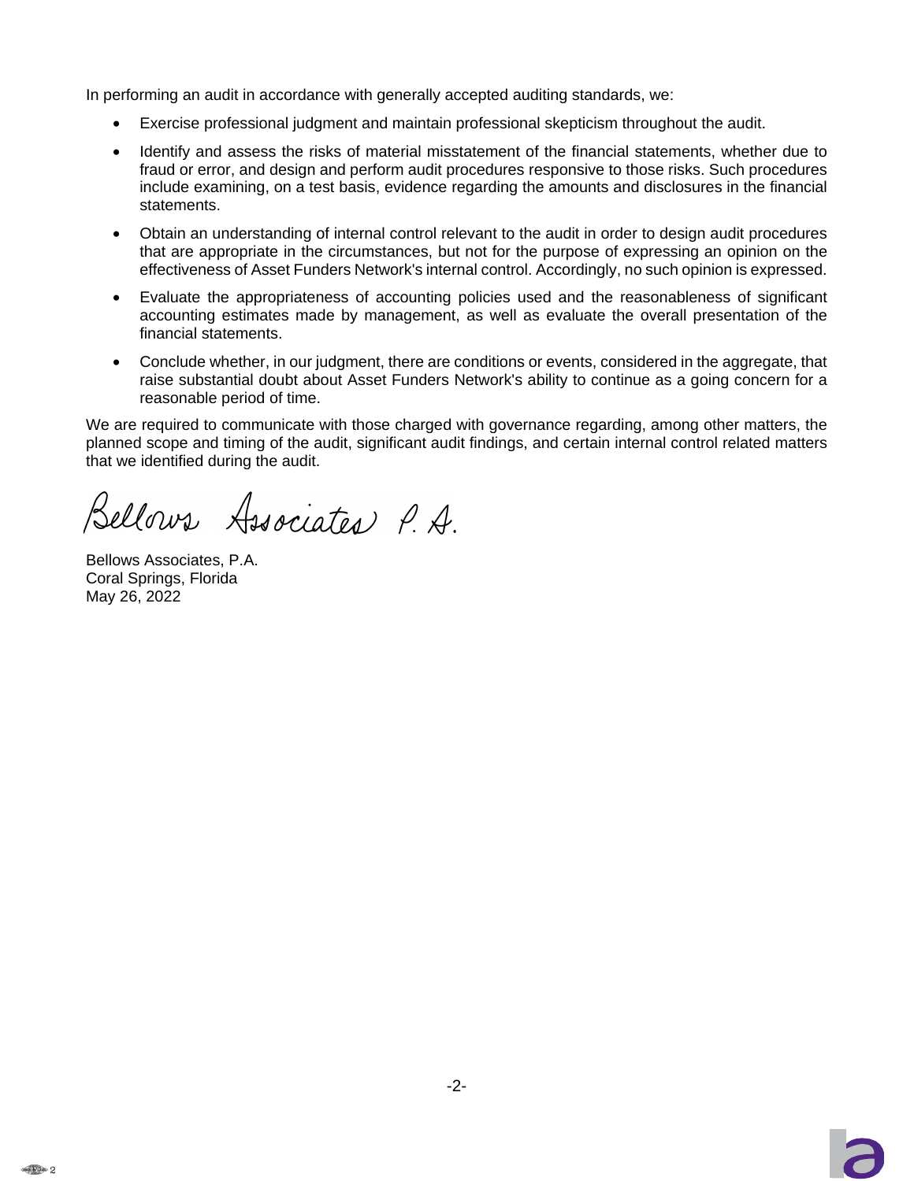In performing an audit in accordance with generally accepted auditing standards, we:

- Exercise professional judgment and maintain professional skepticism throughout the audit.
- Identify and assess the risks of material misstatement of the financial statements, whether due to fraud or error, and design and perform audit procedures responsive to those risks. Such procedures include examining, on a test basis, evidence regarding the amounts and disclosures in the financial statements.
- Obtain an understanding of internal control relevant to the audit in order to design audit procedures that are appropriate in the circumstances, but not for the purpose of expressing an opinion on the effectiveness of Asset Funders Network's internal control. Accordingly, no such opinion is expressed.
- Evaluate the appropriateness of accounting policies used and the reasonableness of significant accounting estimates made by management, as well as evaluate the overall presentation of the financial statements.
- Conclude whether, in our judgment, there are conditions or events, considered in the aggregate, that raise substantial doubt about Asset Funders Network's ability to continue as a going concern for a reasonable period of time.

We are required to communicate with those charged with governance regarding, among other matters, the planned scope and timing of the audit, significant audit findings, and certain internal control related matters that we identified during the audit.

Bellows Associates P.A.

Bellows Associates, P.A.
Coral Springs, Florida
May 26, 2022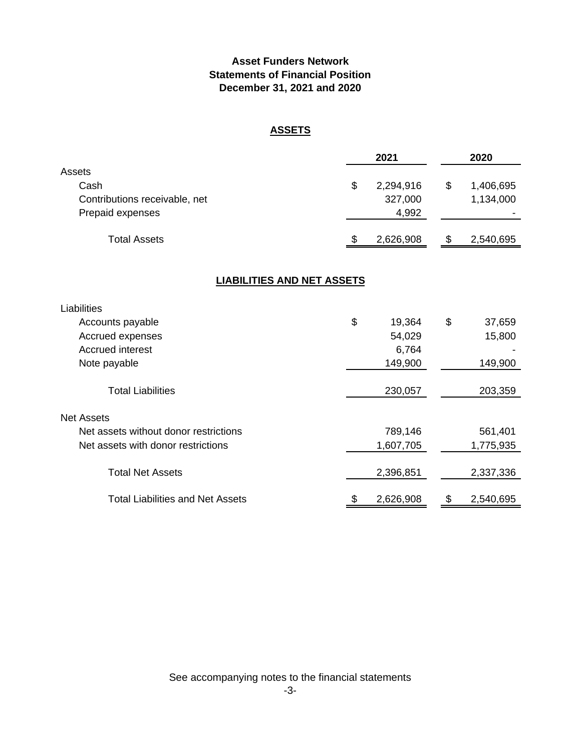**Asset Funders Network**
**Statements of Financial Position**
**December 31, 2021 and 2020**

## ASSETS

| | 2021 | 2020 |
|---|---|---|
| **Assets** | | |
| Cash | $ 2,294,916 | $ 1,406,695 |
| Contributions receivable, net | 327,000 | 1,134,000 |
| Prepaid expenses | 4,992 | - |
| Total Assets | $ 2,626,908 | $ 2,540,695 |

## LIABILITIES AND NET ASSETS

| | 2021 | 2020 |
|---|---|---|
| **Liabilities** | | |
| Accounts payable | $ 19,364 | $ 37,659 |
| Accrued expenses | 54,029 | 15,800 |
| Accrued interest | 6,764 | - |
| Note payable | 149,900 | 149,900 |
| Total Liabilities | 230,057 | 203,359 |
| **Net Assets** | | |
| Net assets without donor restrictions | 789,146 | 561,401 |
| Net assets with donor restrictions | 1,607,705 | 1,775,935 |
| Total Net Assets | 2,396,851 | 2,337,336 |
| Total Liabilities and Net Assets | $ 2,626,908 | $ 2,540,695 |

See accompanying notes to the financial statements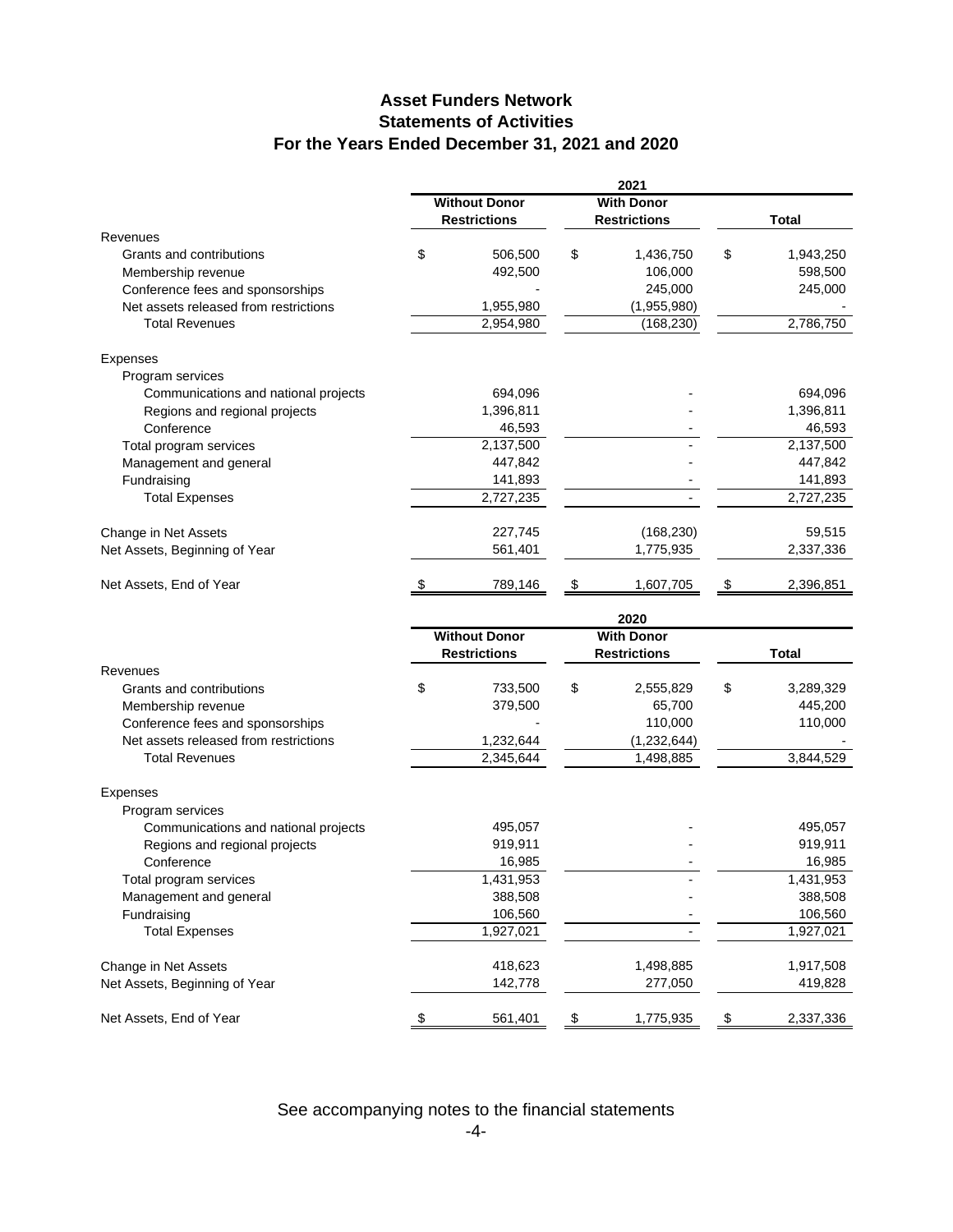# Asset Funders Network
## Statements of Activities
### For the Years Ended December 31, 2021 and 2020

| | 2021 | | |
|---|---|---|---|
| | Without Donor Restrictions | With Donor Restrictions | Total |
| **Revenues** | | | |
| Grants and contributions | $ 506,500 | $ 1,436,750 | $ 1,943,250 |
| Membership revenue | 492,500 | 106,000 | 598,500 |
| Conference fees and sponsorships | - | 245,000 | 245,000 |
| Net assets released from restrictions | 1,955,980 | (1,955,980) | - |
| Total Revenues | 2,954,980 | (168,230) | 2,786,750 |
| **Expenses** | | | |
| Program services | | | |
| Communications and national projects | 694,096 | - | 694,096 |
| Regions and regional projects | 1,396,811 | - | 1,396,811 |
| Conference | 46,593 | - | 46,593 |
| Total program services | 2,137,500 | - | 2,137,500 |
| Management and general | 447,842 | - | 447,842 |
| Fundraising | 141,893 | - | 141,893 |
| Total Expenses | 2,727,235 | - | 2,727,235 |
| Change in Net Assets | 227,745 | (168,230) | 59,515 |
| Net Assets, Beginning of Year | 561,401 | 1,775,935 | 2,337,336 |
| Net Assets, End of Year | $ 789,146 | $ 1,607,705 | $ 2,396,851 |

| | 2020 | | |
|---|---|---|---|
| | Without Donor Restrictions | With Donor Restrictions | Total |
| **Revenues** | | | |
| Grants and contributions | $ 733,500 | $ 2,555,829 | $ 3,289,329 |
| Membership revenue | 379,500 | 65,700 | 445,200 |
| Conference fees and sponsorships | - | 110,000 | 110,000 |
| Net assets released from restrictions | 1,232,644 | (1,232,644) | - |
| Total Revenues | 2,345,644 | 1,498,885 | 3,844,529 |
| **Expenses** | | | |
| Program services | | | |
| Communications and national projects | 495,057 | - | 495,057 |
| Regions and regional projects | 919,911 | - | 919,911 |
| Conference | 16,985 | - | 16,985 |
| Total program services | 1,431,953 | - | 1,431,953 |
| Management and general | 388,508 | - | 388,508 |
| Fundraising | 106,560 | - | 106,560 |
| Total Expenses | 1,927,021 | - | 1,927,021 |
| Change in Net Assets | 418,623 | 1,498,885 | 1,917,508 |
| Net Assets, Beginning of Year | 142,778 | 277,050 | 419,828 |
| Net Assets, End of Year | $ 561,401 | $ 1,775,935 | $ 2,337,336 |

See accompanying notes to the financial statements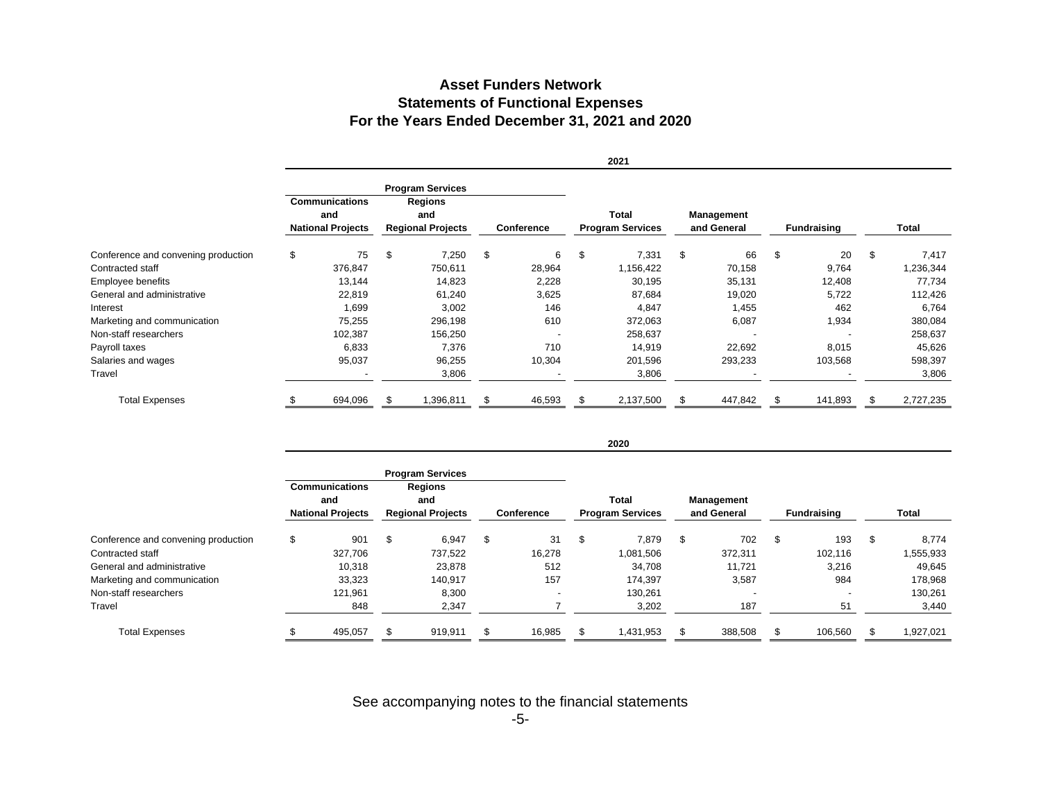# Asset Funders Network
## Statements of Functional Expenses
## For the Years Ended December 31, 2021 and 2020

**2021**

| | Program Services | | | | | | |
|---|---|---|---|---|---|---|---|
| | Communications and National Projects | Regions and Regional Projects | Conference | Total Program Services | Management and General | Fundraising | Total |
| Conference and convening production | $ 75 | $ 7,250 | $ 6 | $ 7,331 | $ 66 | $ 20 | $ 7,417 |
| Contracted staff | 376,847 | 750,611 | 28,964 | 1,156,422 | 70,158 | 9,764 | 1,236,344 |
| Employee benefits | 13,144 | 14,823 | 2,228 | 30,195 | 35,131 | 12,408 | 77,734 |
| General and administrative | 22,819 | 61,240 | 3,625 | 87,684 | 19,020 | 5,722 | 112,426 |
| Interest | 1,699 | 3,002 | 146 | 4,847 | 1,455 | 462 | 6,764 |
| Marketing and communication | 75,255 | 296,198 | 610 | 372,063 | 6,087 | 1,934 | 380,084 |
| Non-staff researchers | 102,387 | 156,250 | - | 258,637 | - | - | 258,637 |
| Payroll taxes | 6,833 | 7,376 | 710 | 14,919 | 22,692 | 8,015 | 45,626 |
| Salaries and wages | 95,037 | 96,255 | 10,304 | 201,596 | 293,233 | 103,568 | 598,397 |
| Travel | - | 3,806 | - | 3,806 | - | - | 3,806 |
| Total Expenses | $ 694,096 | $ 1,396,811 | $ 46,593 | $ 2,137,500 | $ 447,842 | $ 141,893 | $ 2,727,235 |

**2020**

| | Program Services | | | | | | |
|---|---|---|---|---|---|---|---|
| | Communications and National Projects | Regions and Regional Projects | Conference | Total Program Services | Management and General | Fundraising | Total |
| Conference and convening production | $ 901 | $ 6,947 | $ 31 | $ 7,879 | $ 702 | $ 193 | $ 8,774 |
| Contracted staff | 327,706 | 737,522 | 16,278 | 1,081,506 | 372,311 | 102,116 | 1,555,933 |
| General and administrative | 10,318 | 23,878 | 512 | 34,708 | 11,721 | 3,216 | 49,645 |
| Marketing and communication | 33,323 | 140,917 | 157 | 174,397 | 3,587 | 984 | 178,968 |
| Non-staff researchers | 121,961 | 8,300 | - | 130,261 | - | - | 130,261 |
| Travel | 848 | 2,347 | 7 | 3,202 | 187 | 51 | 3,440 |
| Total Expenses | $ 495,057 | $ 919,911 | $ 16,985 | $ 1,431,953 | $ 388,508 | $ 106,560 | $ 1,927,021 |

See accompanying notes to the financial statements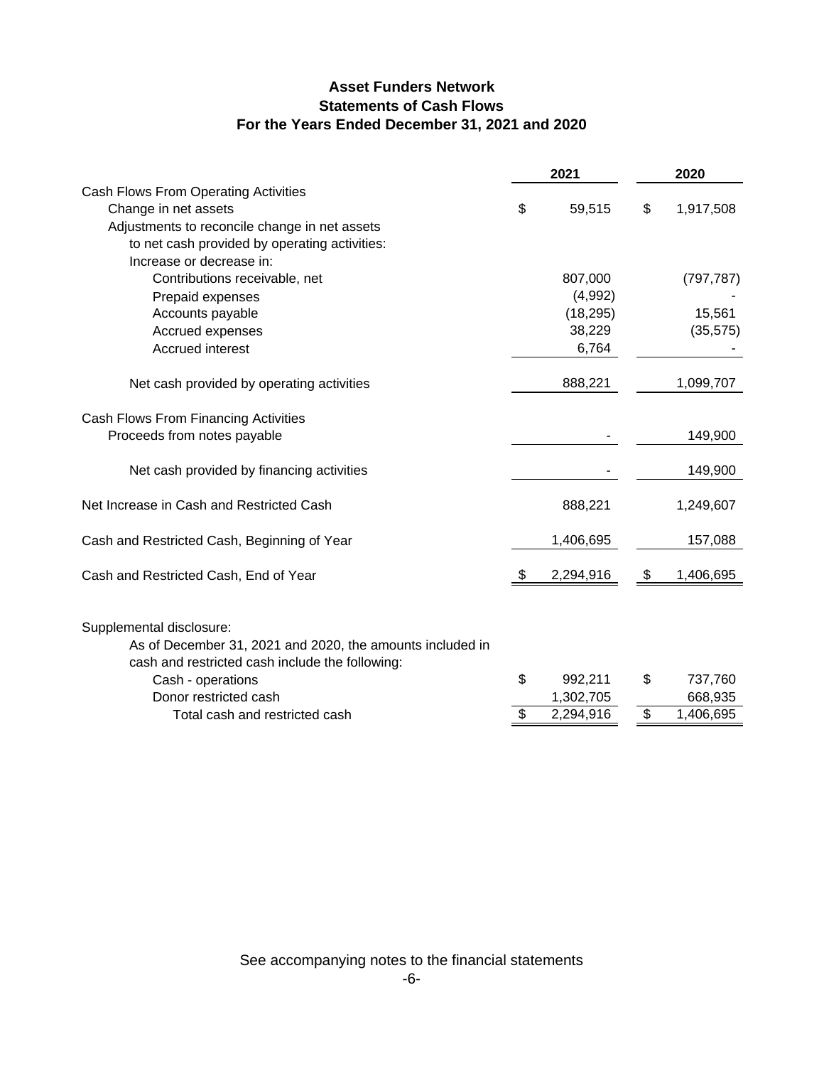# Asset Funders Network
## Statements of Cash Flows
### For the Years Ended December 31, 2021 and 2020

| | 2021 | 2020 |
|---|---|---|
| Cash Flows From Operating Activities | | |
| Change in net assets | $ 59,515 | $ 1,917,508 |
| Adjustments to reconcile change in net assets to net cash provided by operating activities: | | |
| Increase or decrease in: | | |
| Contributions receivable, net | 807,000 | (797,787) |
| Prepaid expenses | (4,992) | - |
| Accounts payable | (18,295) | 15,561 |
| Accrued expenses | 38,229 | (35,575) |
| Accrued interest | 6,764 | - |
| Net cash provided by operating activities | 888,221 | 1,099,707 |
| Cash Flows From Financing Activities | | |
| Proceeds from notes payable | - | 149,900 |
| Net cash provided by financing activities | - | 149,900 |
| Net Increase in Cash and Restricted Cash | 888,221 | 1,249,607 |
| Cash and Restricted Cash, Beginning of Year | 1,406,695 | 157,088 |
| Cash and Restricted Cash, End of Year | $ 2,294,916 | $ 1,406,695 |

Supplemental disclosure:

As of December 31, 2021 and 2020, the amounts included in cash and restricted cash include the following:

| | 2021 | 2020 |
|---|---|---|
| Cash - operations | $ 992,211 | $ 737,760 |
| Donor restricted cash | 1,302,705 | 668,935 |
| Total cash and restricted cash | $ 2,294,916 | $ 1,406,695 |

See accompanying notes to the financial statements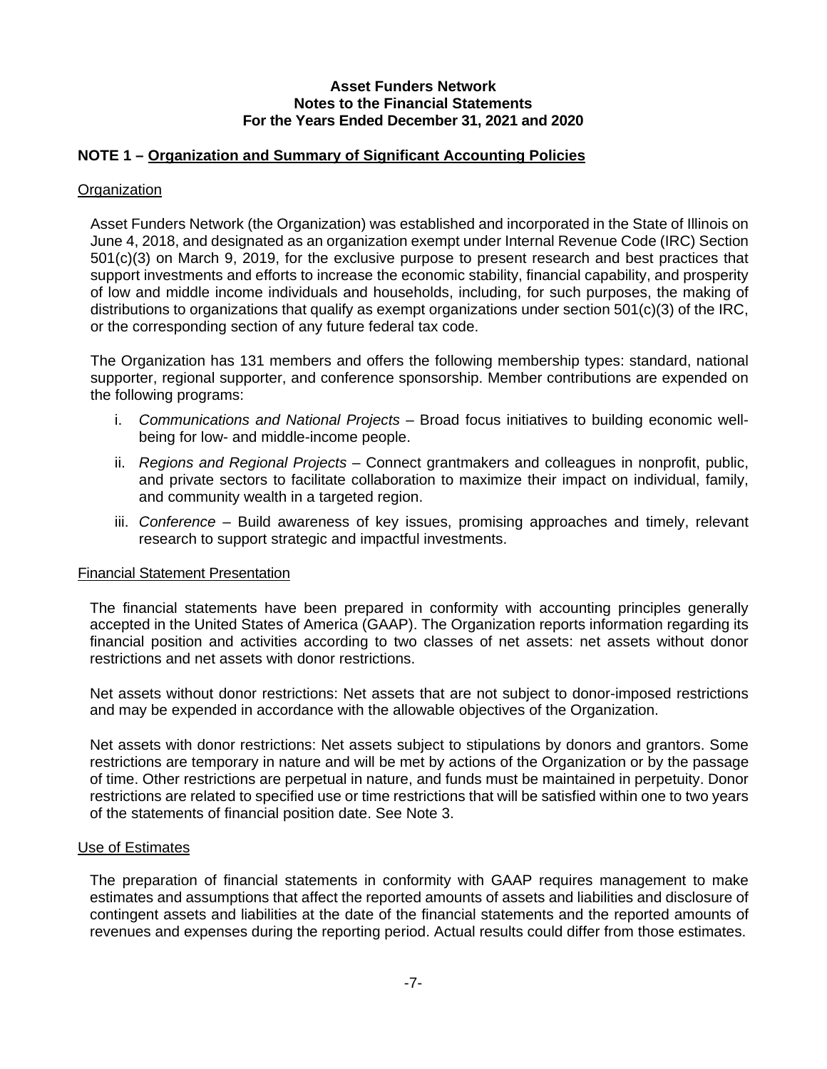**Asset Funders Network**
**Notes to the Financial Statements**
**For the Years Ended December 31, 2021 and 2020**

## NOTE 1 – Organization and Summary of Significant Accounting Policies

### Organization

Asset Funders Network (the Organization) was established and incorporated in the State of Illinois on June 4, 2018, and designated as an organization exempt under Internal Revenue Code (IRC) Section 501(c)(3) on March 9, 2019, for the exclusive purpose to present research and best practices that support investments and efforts to increase the economic stability, financial capability, and prosperity of low and middle income individuals and households, including, for such purposes, the making of distributions to organizations that qualify as exempt organizations under section 501(c)(3) of the IRC, or the corresponding section of any future federal tax code.

The Organization has 131 members and offers the following membership types: standard, national supporter, regional supporter, and conference sponsorship. Member contributions are expended on the following programs:

i. *Communications and National Projects* – Broad focus initiatives to building economic well-being for low- and middle-income people.

ii. *Regions and Regional Projects* – Connect grantmakers and colleagues in nonprofit, public, and private sectors to facilitate collaboration to maximize their impact on individual, family, and community wealth in a targeted region.

iii. *Conference* – Build awareness of key issues, promising approaches and timely, relevant research to support strategic and impactful investments.

### Financial Statement Presentation

The financial statements have been prepared in conformity with accounting principles generally accepted in the United States of America (GAAP). The Organization reports information regarding its financial position and activities according to two classes of net assets: net assets without donor restrictions and net assets with donor restrictions.

Net assets without donor restrictions: Net assets that are not subject to donor-imposed restrictions and may be expended in accordance with the allowable objectives of the Organization.

Net assets with donor restrictions: Net assets subject to stipulations by donors and grantors. Some restrictions are temporary in nature and will be met by actions of the Organization or by the passage of time. Other restrictions are perpetual in nature, and funds must be maintained in perpetuity. Donor restrictions are related to specified use or time restrictions that will be satisfied within one to two years of the statements of financial position date. See Note 3.

### Use of Estimates

The preparation of financial statements in conformity with GAAP requires management to make estimates and assumptions that affect the reported amounts of assets and liabilities and disclosure of contingent assets and liabilities at the date of the financial statements and the reported amounts of revenues and expenses during the reporting period. Actual results could differ from those estimates.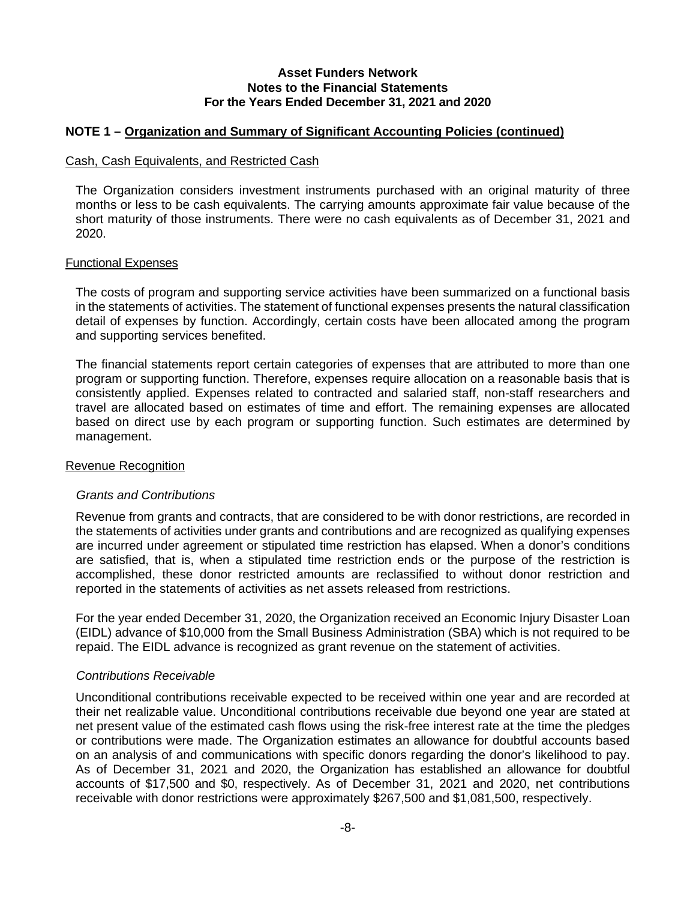**Asset Funders Network**
**Notes to the Financial Statements**
**For the Years Ended December 31, 2021 and 2020**

## NOTE 1 – Organization and Summary of Significant Accounting Policies (continued)

### Cash, Cash Equivalents, and Restricted Cash

The Organization considers investment instruments purchased with an original maturity of three months or less to be cash equivalents. The carrying amounts approximate fair value because of the short maturity of those instruments. There were no cash equivalents as of December 31, 2021 and 2020.

### Functional Expenses

The costs of program and supporting service activities have been summarized on a functional basis in the statements of activities. The statement of functional expenses presents the natural classification detail of expenses by function. Accordingly, certain costs have been allocated among the program and supporting services benefited.

The financial statements report certain categories of expenses that are attributed to more than one program or supporting function. Therefore, expenses require allocation on a reasonable basis that is consistently applied. Expenses related to contracted and salaried staff, non-staff researchers and travel are allocated based on estimates of time and effort. The remaining expenses are allocated based on direct use by each program or supporting function. Such estimates are determined by management.

### Revenue Recognition

*Grants and Contributions*

Revenue from grants and contracts, that are considered to be with donor restrictions, are recorded in the statements of activities under grants and contributions and are recognized as qualifying expenses are incurred under agreement or stipulated time restriction has elapsed. When a donor's conditions are satisfied, that is, when a stipulated time restriction ends or the purpose of the restriction is accomplished, these donor restricted amounts are reclassified to without donor restriction and reported in the statements of activities as net assets released from restrictions.

For the year ended December 31, 2020, the Organization received an Economic Injury Disaster Loan (EIDL) advance of $10,000 from the Small Business Administration (SBA) which is not required to be repaid. The EIDL advance is recognized as grant revenue on the statement of activities.

*Contributions Receivable*

Unconditional contributions receivable expected to be received within one year and are recorded at their net realizable value. Unconditional contributions receivable due beyond one year are stated at net present value of the estimated cash flows using the risk-free interest rate at the time the pledges or contributions were made. The Organization estimates an allowance for doubtful accounts based on an analysis of and communications with specific donors regarding the donor's likelihood to pay. As of December 31, 2021 and 2020, the Organization has established an allowance for doubtful accounts of $17,500 and $0, respectively. As of December 31, 2021 and 2020, net contributions receivable with donor restrictions were approximately $267,500 and $1,081,500, respectively.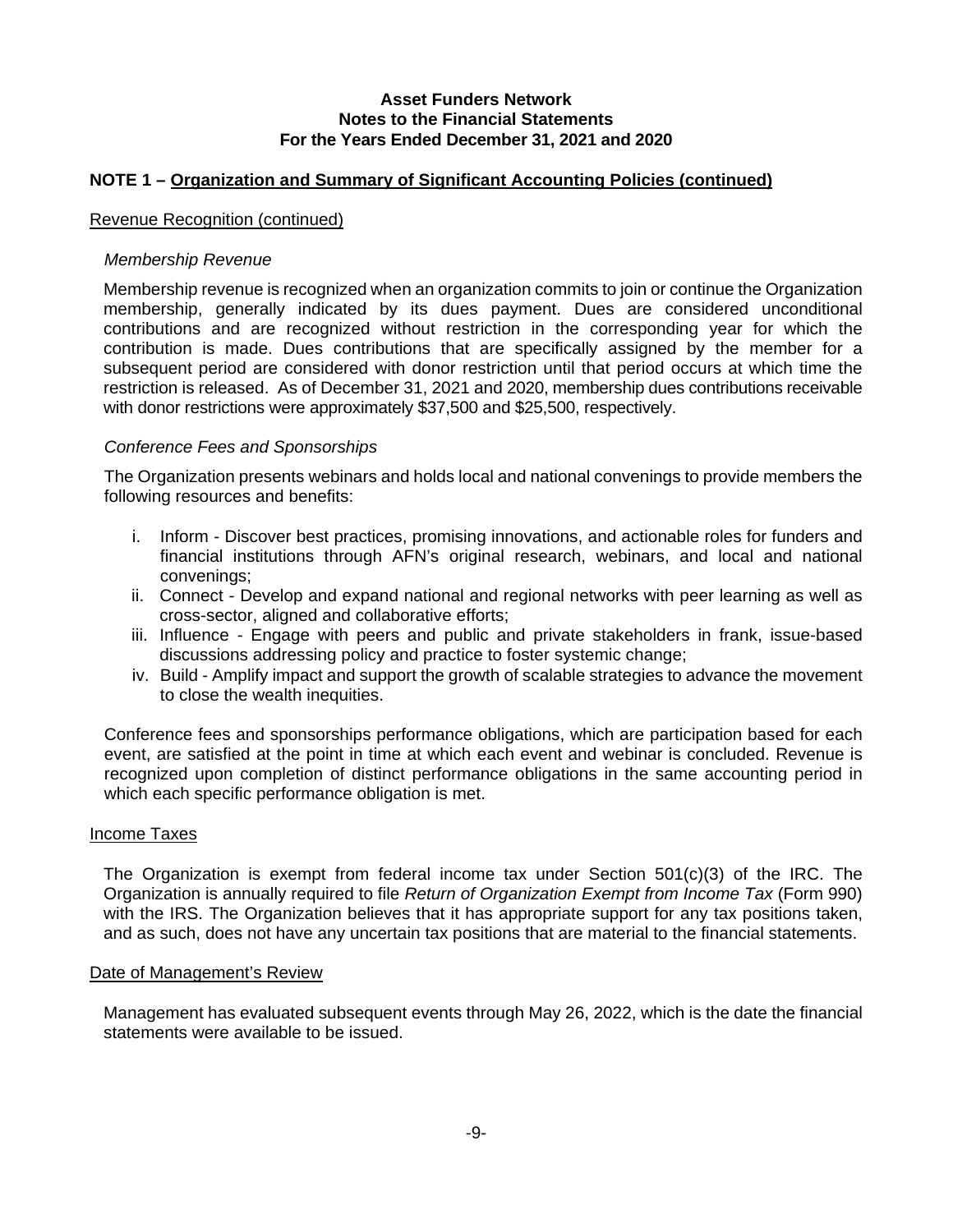**Asset Funders Network**
**Notes to the Financial Statements**
**For the Years Ended December 31, 2021 and 2020**

## NOTE 1 – Organization and Summary of Significant Accounting Policies (continued)

### Revenue Recognition (continued)

*Membership Revenue*

Membership revenue is recognized when an organization commits to join or continue the Organization membership, generally indicated by its dues payment. Dues are considered unconditional contributions and are recognized without restriction in the corresponding year for which the contribution is made. Dues contributions that are specifically assigned by the member for a subsequent period are considered with donor restriction until that period occurs at which time the restriction is released. As of December 31, 2021 and 2020, membership dues contributions receivable with donor restrictions were approximately $37,500 and $25,500, respectively.

*Conference Fees and Sponsorships*

The Organization presents webinars and holds local and national convenings to provide members the following resources and benefits:

i. Inform - Discover best practices, promising innovations, and actionable roles for funders and financial institutions through AFN's original research, webinars, and local and national convenings;
ii. Connect - Develop and expand national and regional networks with peer learning as well as cross-sector, aligned and collaborative efforts;
iii. Influence - Engage with peers and public and private stakeholders in frank, issue-based discussions addressing policy and practice to foster systemic change;
iv. Build - Amplify impact and support the growth of scalable strategies to advance the movement to close the wealth inequities.

Conference fees and sponsorships performance obligations, which are participation based for each event, are satisfied at the point in time at which each event and webinar is concluded. Revenue is recognized upon completion of distinct performance obligations in the same accounting period in which each specific performance obligation is met.

### Income Taxes

The Organization is exempt from federal income tax under Section 501(c)(3) of the IRC. The Organization is annually required to file *Return of Organization Exempt from Income Tax* (Form 990) with the IRS. The Organization believes that it has appropriate support for any tax positions taken, and as such, does not have any uncertain tax positions that are material to the financial statements.

### Date of Management's Review

Management has evaluated subsequent events through May 26, 2022, which is the date the financial statements were available to be issued.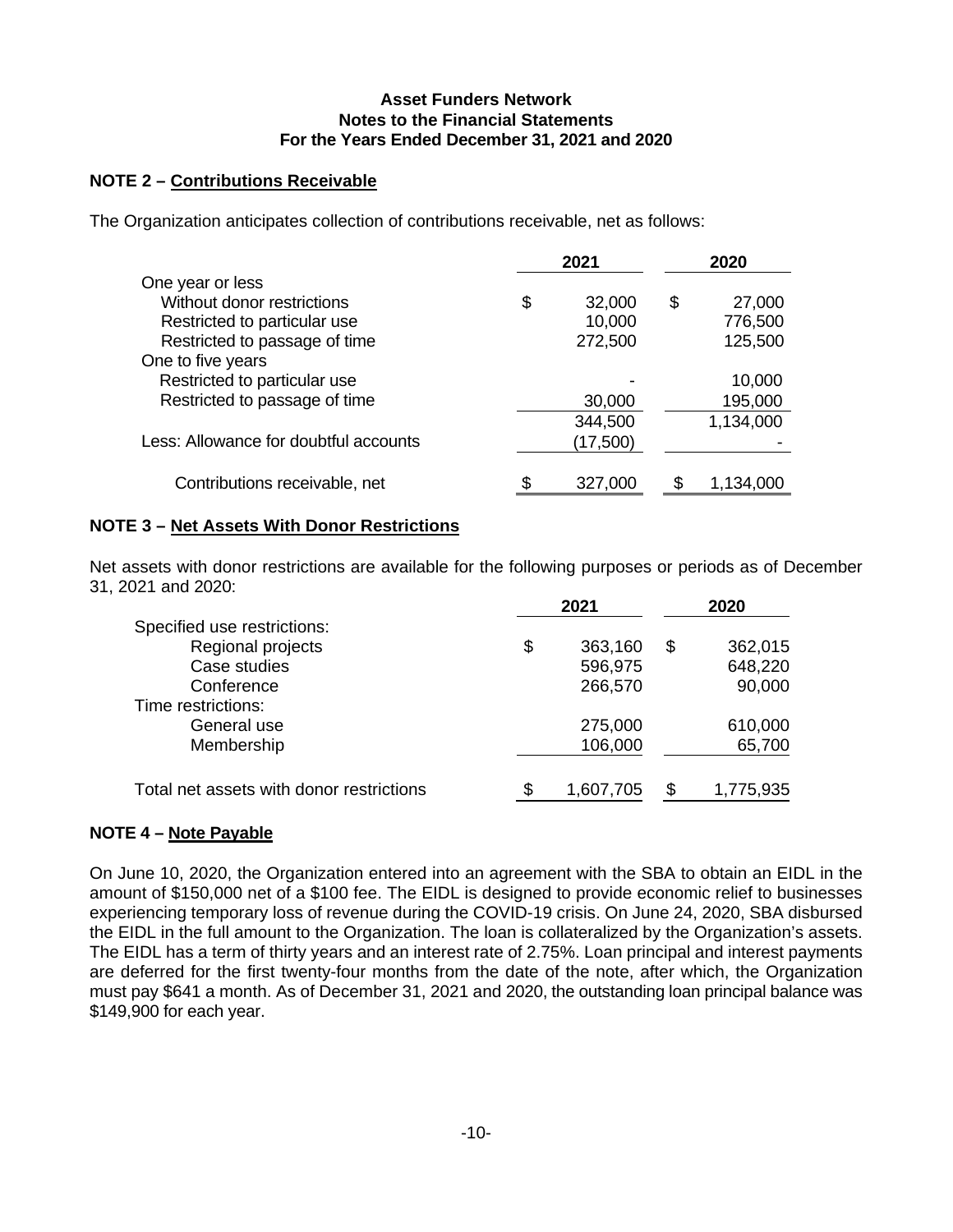**Asset Funders Network**
**Notes to the Financial Statements**
**For the Years Ended December 31, 2021 and 2020**

## NOTE 2 – Contributions Receivable

The Organization anticipates collection of contributions receivable, net as follows:

| | 2021 | 2020 |
|---|---|---|
| One year or less | | |
| Without donor restrictions | $ 32,000 | $ 27,000 |
| Restricted to particular use | 10,000 | 776,500 |
| Restricted to passage of time | 272,500 | 125,500 |
| One to five years | | |
| Restricted to particular use | - | 10,000 |
| Restricted to passage of time | 30,000 | 195,000 |
| | 344,500 | 1,134,000 |
| Less: Allowance for doubtful accounts | (17,500) | - |
| Contributions receivable, net | $ 327,000 | $ 1,134,000 |

## NOTE 3 – Net Assets With Donor Restrictions

Net assets with donor restrictions are available for the following purposes or periods as of December 31, 2021 and 2020:

| | 2021 | 2020 |
|---|---|---|
| Specified use restrictions: | | |
| Regional projects | $ 363,160 | $ 362,015 |
| Case studies | 596,975 | 648,220 |
| Conference | 266,570 | 90,000 |
| Time restrictions: | | |
| General use | 275,000 | 610,000 |
| Membership | 106,000 | 65,700 |
| Total net assets with donor restrictions | $ 1,607,705 | $ 1,775,935 |

## NOTE 4 – Note Payable

On June 10, 2020, the Organization entered into an agreement with the SBA to obtain an EIDL in the amount of $150,000 net of a $100 fee. The EIDL is designed to provide economic relief to businesses experiencing temporary loss of revenue during the COVID-19 crisis. On June 24, 2020, SBA disbursed the EIDL in the full amount to the Organization. The loan is collateralized by the Organization's assets. The EIDL has a term of thirty years and an interest rate of 2.75%. Loan principal and interest payments are deferred for the first twenty-four months from the date of the note, after which, the Organization must pay $641 a month. As of December 31, 2021 and 2020, the outstanding loan principal balance was $149,900 for each year.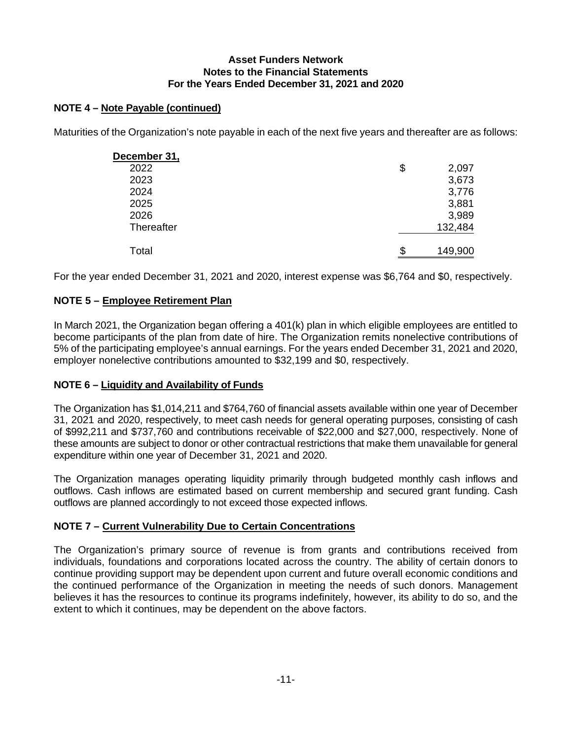**Asset Funders Network**
**Notes to the Financial Statements**
**For the Years Ended December 31, 2021 and 2020**

## NOTE 4 – Note Payable (continued)

Maturities of the Organization's note payable in each of the next five years and thereafter are as follows:

| December 31, | | |
|---|---|---|
| 2022 | $ | 2,097 |
| 2023 | | 3,673 |
| 2024 | | 3,776 |
| 2025 | | 3,881 |
| 2026 | | 3,989 |
| Thereafter | | 132,484 |
| Total | $ | 149,900 |

For the year ended December 31, 2021 and 2020, interest expense was $6,764 and $0, respectively.

## NOTE 5 – Employee Retirement Plan

In March 2021, the Organization began offering a 401(k) plan in which eligible employees are entitled to become participants of the plan from date of hire. The Organization remits nonelective contributions of 5% of the participating employee's annual earnings. For the years ended December 31, 2021 and 2020, employer nonelective contributions amounted to $32,199 and $0, respectively.

## NOTE 6 – Liquidity and Availability of Funds

The Organization has $1,014,211 and $764,760 of financial assets available within one year of December 31, 2021 and 2020, respectively, to meet cash needs for general operating purposes, consisting of cash of $992,211 and $737,760 and contributions receivable of $22,000 and $27,000, respectively. None of these amounts are subject to donor or other contractual restrictions that make them unavailable for general expenditure within one year of December 31, 2021 and 2020.

The Organization manages operating liquidity primarily through budgeted monthly cash inflows and outflows. Cash inflows are estimated based on current membership and secured grant funding. Cash outflows are planned accordingly to not exceed those expected inflows.

## NOTE 7 – Current Vulnerability Due to Certain Concentrations

The Organization's primary source of revenue is from grants and contributions received from individuals, foundations and corporations located across the country. The ability of certain donors to continue providing support may be dependent upon current and future overall economic conditions and the continued performance of the Organization in meeting the needs of such donors. Management believes it has the resources to continue its programs indefinitely, however, its ability to do so, and the extent to which it continues, may be dependent on the above factors.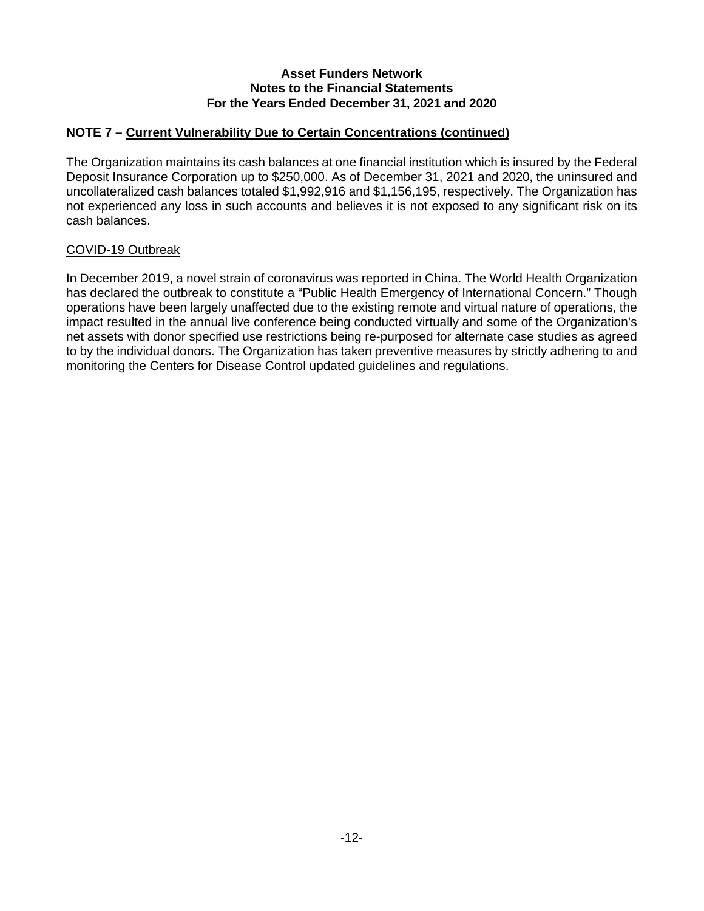## NOTE 7 – Current Vulnerability Due to Certain Concentrations (continued)

The Organization maintains its cash balances at one financial institution which is insured by the Federal Deposit Insurance Corporation up to $250,000. As of December 31, 2021 and 2020, the uninsured and uncollateralized cash balances totaled $1,992,916 and $1,156,195, respectively. The Organization has not experienced any loss in such accounts and believes it is not exposed to any significant risk on its cash balances.

### COVID-19 Outbreak

In December 2019, a novel strain of coronavirus was reported in China. The World Health Organization has declared the outbreak to constitute a "Public Health Emergency of International Concern." Though operations have been largely unaffected due to the existing remote and virtual nature of operations, the impact resulted in the annual live conference being conducted virtually and some of the Organization's net assets with donor specified use restrictions being re-purposed for alternate case studies as agreed to by the individual donors. The Organization has taken preventive measures by strictly adhering to and monitoring the Centers for Disease Control updated guidelines and regulations.